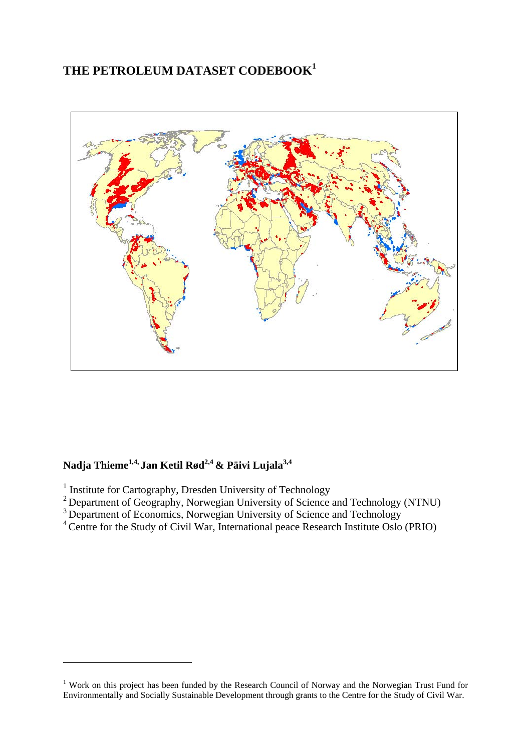# THE PETROLEUM DATASET CODEBOOK[1]

**Nadja Thieme[1,4,] Jan Ketil Rød[2,4] & Päivi Lujala[3,4]**

[1] Institute for Cartography, Dresden University of Technology

[2] Department of Geography, Norwegian University of Science and Technology (NTNU)

[3] Department of Economics, Norwegian University of Science and Technology

[4] Centre for the Study of Civil War, International peace Research Institute Oslo (PRIO)

---

[1] Work on this project has been funded by the Research Council of Norway and the Norwegian Trust Fund for Environmentally and Socially Sustainable Development through grants to the Centre for the Study of Civil War.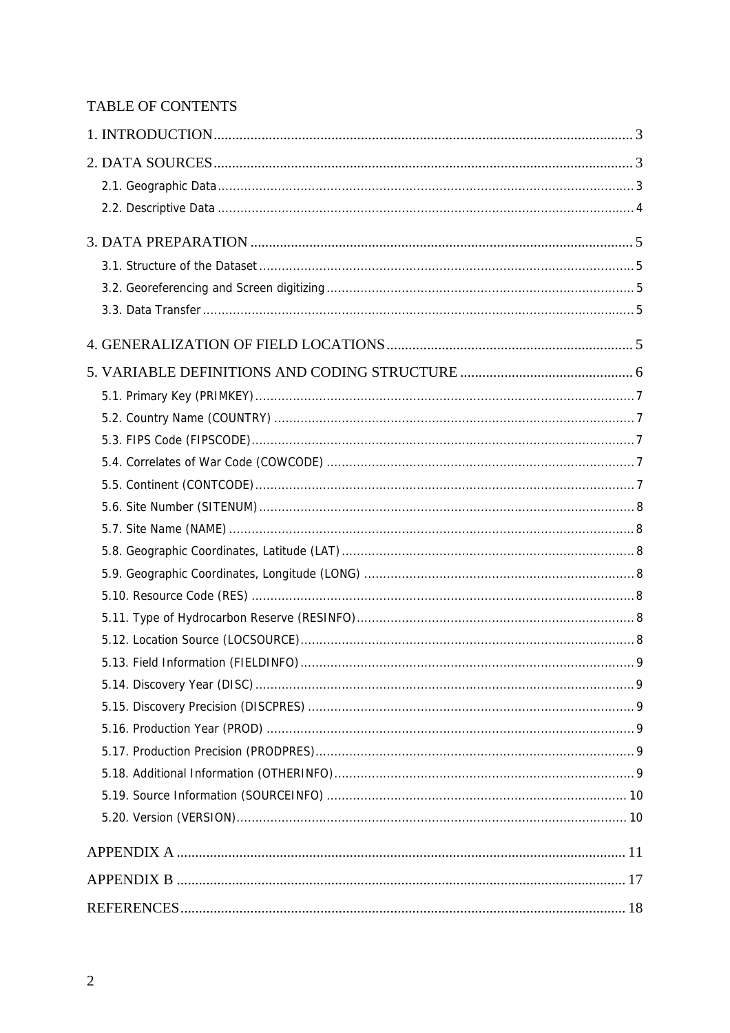TABLE OF CONTENTS

1. INTRODUCTION ........ 3

2. DATA SOURCES ........ 3

- 2.1. Geographic Data ........ 3
- 2.2. Descriptive Data ........ 4

3. DATA PREPARATION ........ 5

- 3.1. Structure of the Dataset ........ 5
- 3.2. Georeferencing and Screen digitizing ........ 5
- 3.3. Data Transfer ........ 5

4. GENERALIZATION OF FIELD LOCATIONS ........ 5

5. VARIABLE DEFINITIONS AND CODING STRUCTURE ........ 6

- 5.1. Primary Key (PRIMKEY) ........ 7
- 5.2. Country Name (COUNTRY) ........ 7
- 5.3. FIPS Code (FIPSCODE) ........ 7
- 5.4. Correlates of War Code (COWCODE) ........ 7
- 5.5. Continent (CONTCODE) ........ 7
- 5.6. Site Number (SITENUM) ........ 8
- 5.7. Site Name (NAME) ........ 8
- 5.8. Geographic Coordinates, Latitude (LAT) ........ 8
- 5.9. Geographic Coordinates, Longitude (LONG) ........ 8
- 5.10. Resource Code (RES) ........ 8
- 5.11. Type of Hydrocarbon Reserve (RESINFO) ........ 8
- 5.12. Location Source (LOCSOURCE) ........ 8
- 5.13. Field Information (FIELDINFO) ........ 9
- 5.14. Discovery Year (DISC) ........ 9
- 5.15. Discovery Precision (DISCPRES) ........ 9
- 5.16. Production Year (PROD) ........ 9
- 5.17. Production Precision (PRODPRES) ........ 9
- 5.18. Additional Information (OTHERINFO) ........ 9
- 5.19. Source Information (SOURCEINFO) ........ 10
- 5.20. Version (VERSION) ........ 10

APPENDIX A ........ 11

APPENDIX B ........ 17

REFERENCES ........ 18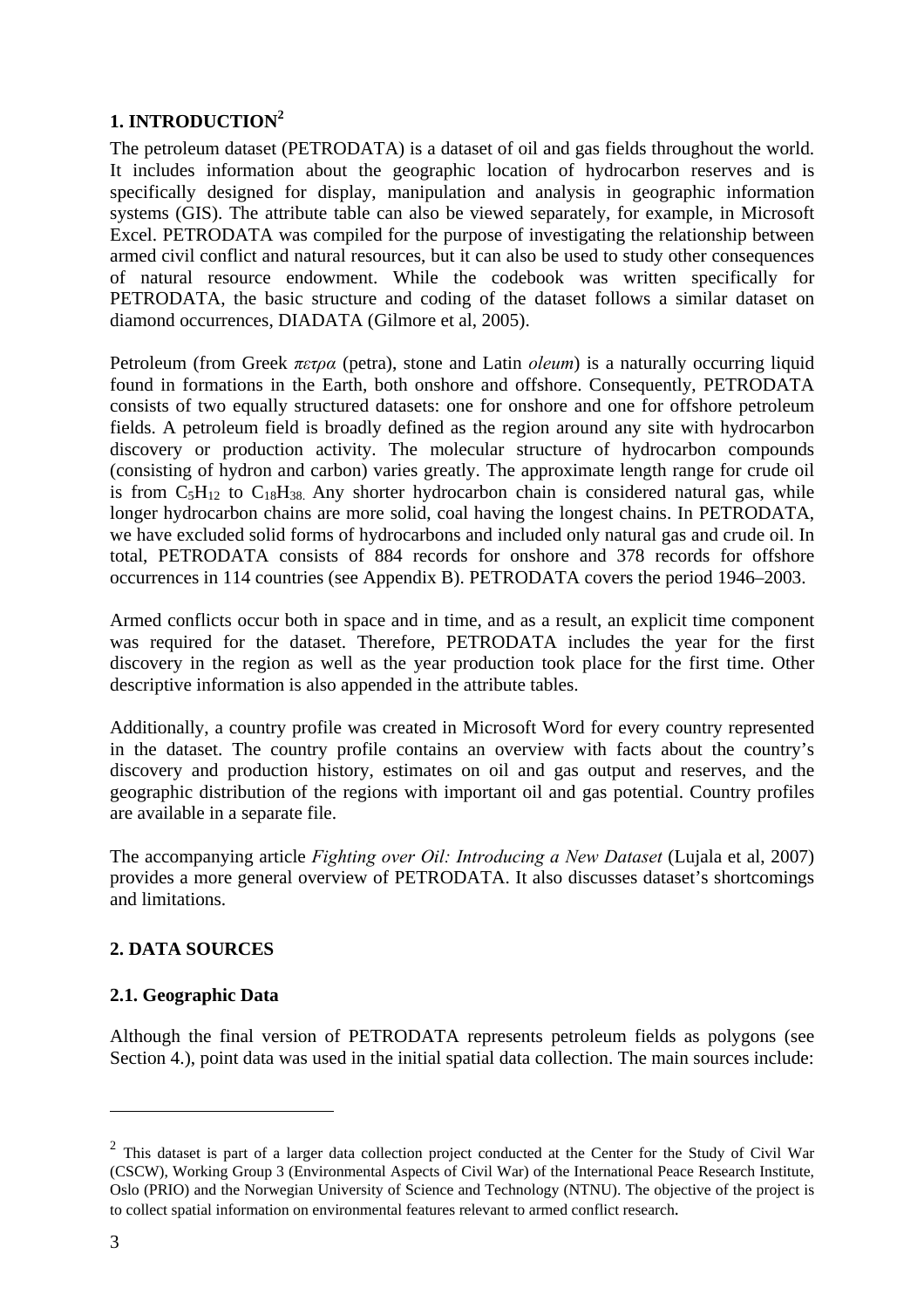## 1. INTRODUCTION[2]

The petroleum dataset (PETRODATA) is a dataset of oil and gas fields throughout the world. It includes information about the geographic location of hydrocarbon reserves and is specifically designed for display, manipulation and analysis in geographic information systems (GIS). The attribute table can also be viewed separately, for example, in Microsoft Excel. PETRODATA was compiled for the purpose of investigating the relationship between armed civil conflict and natural resources, but it can also be used to study other consequences of natural resource endowment. While the codebook was written specifically for PETRODATA, the basic structure and coding of the dataset follows a similar dataset on diamond occurrences, DIADATA (Gilmore et al, 2005).

Petroleum (from Greek *πετρα* (petra), stone and Latin *oleum*) is a naturally occurring liquid found in formations in the Earth, both onshore and offshore. Consequently, PETRODATA consists of two equally structured datasets: one for onshore and one for offshore petroleum fields. A petroleum field is broadly defined as the region around any site with hydrocarbon discovery or production activity. The molecular structure of hydrocarbon compounds (consisting of hydron and carbon) varies greatly. The approximate length range for crude oil is from $C_5H_{12}$ to $C_{18}H_{38}$. Any shorter hydrocarbon chain is considered natural gas, while longer hydrocarbon chains are more solid, coal having the longest chains. In PETRODATA, we have excluded solid forms of hydrocarbons and included only natural gas and crude oil. In total, PETRODATA consists of 884 records for onshore and 378 records for offshore occurrences in 114 countries (see Appendix B). PETRODATA covers the period 1946–2003.

Armed conflicts occur both in space and in time, and as a result, an explicit time component was required for the dataset. Therefore, PETRODATA includes the year for the first discovery in the region as well as the year production took place for the first time. Other descriptive information is also appended in the attribute tables.

Additionally, a country profile was created in Microsoft Word for every country represented in the dataset. The country profile contains an overview with facts about the country's discovery and production history, estimates on oil and gas output and reserves, and the geographic distribution of the regions with important oil and gas potential. Country profiles are available in a separate file.

The accompanying article *Fighting over Oil: Introducing a New Dataset* (Lujala et al, 2007) provides a more general overview of PETRODATA. It also discusses dataset's shortcomings and limitations.

## 2. DATA SOURCES

### 2.1. Geographic Data

Although the final version of PETRODATA represents petroleum fields as polygons (see Section 4.), point data was used in the initial spatial data collection. The main sources include:

---

[2] This dataset is part of a larger data collection project conducted at the Center for the Study of Civil War (CSCW), Working Group 3 (Environmental Aspects of Civil War) of the International Peace Research Institute, Oslo (PRIO) and the Norwegian University of Science and Technology (NTNU). The objective of the project is to collect spatial information on environmental features relevant to armed conflict research.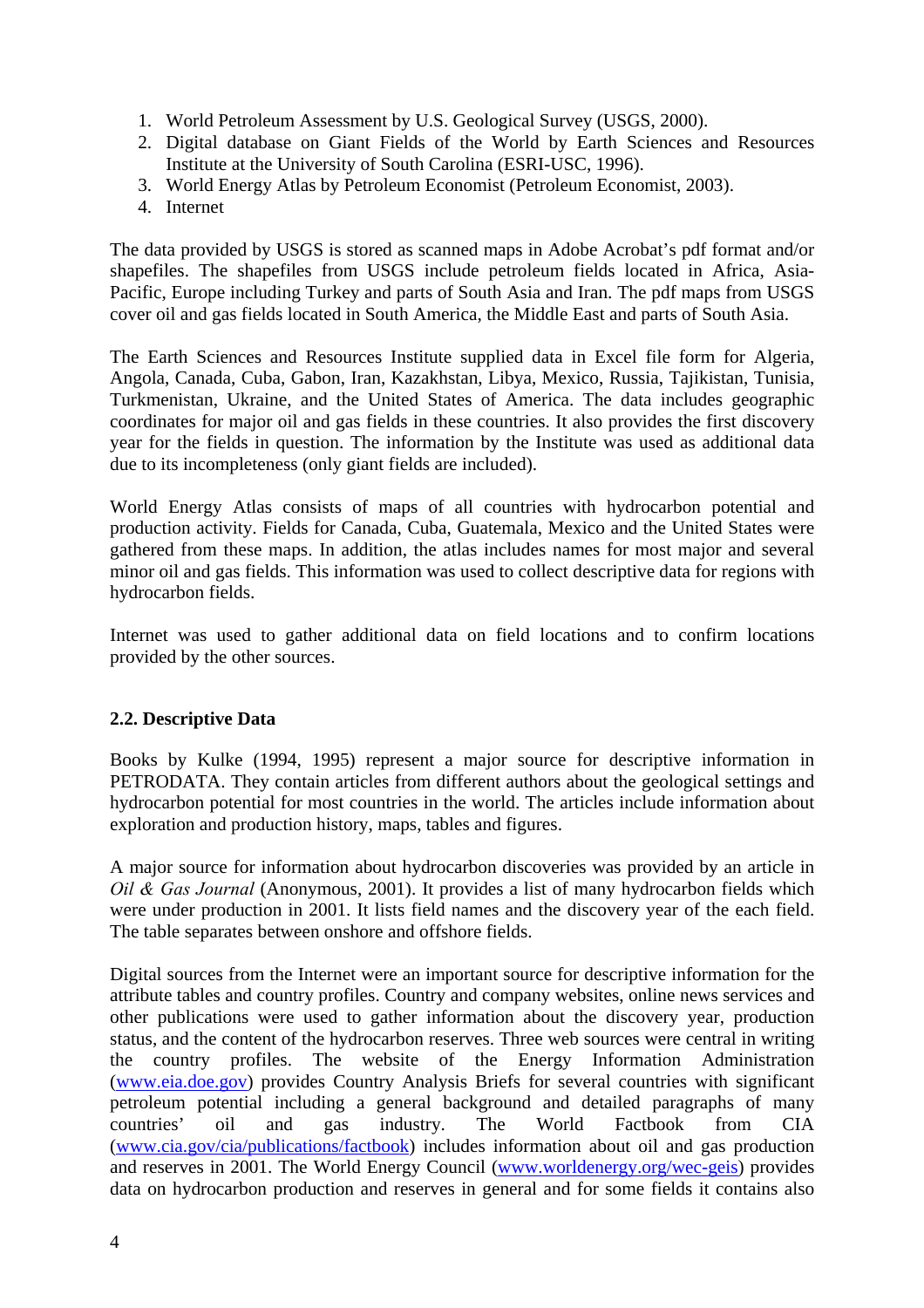1. World Petroleum Assessment by U.S. Geological Survey (USGS, 2000).
2. Digital database on Giant Fields of the World by Earth Sciences and Resources Institute at the University of South Carolina (ESRI-USC, 1996).
3. World Energy Atlas by Petroleum Economist (Petroleum Economist, 2003).
4. Internet

The data provided by USGS is stored as scanned maps in Adobe Acrobat's pdf format and/or shapefiles. The shapefiles from USGS include petroleum fields located in Africa, Asia-Pacific, Europe including Turkey and parts of South Asia and Iran. The pdf maps from USGS cover oil and gas fields located in South America, the Middle East and parts of South Asia.

The Earth Sciences and Resources Institute supplied data in Excel file form for Algeria, Angola, Canada, Cuba, Gabon, Iran, Kazakhstan, Libya, Mexico, Russia, Tajikistan, Tunisia, Turkmenistan, Ukraine, and the United States of America. The data includes geographic coordinates for major oil and gas fields in these countries. It also provides the first discovery year for the fields in question. The information by the Institute was used as additional data due to its incompleteness (only giant fields are included).

World Energy Atlas consists of maps of all countries with hydrocarbon potential and production activity. Fields for Canada, Cuba, Guatemala, Mexico and the United States were gathered from these maps. In addition, the atlas includes names for most major and several minor oil and gas fields. This information was used to collect descriptive data for regions with hydrocarbon fields.

Internet was used to gather additional data on field locations and to confirm locations provided by the other sources.

### 2.2. Descriptive Data

Books by Kulke (1994, 1995) represent a major source for descriptive information in PETRODATA. They contain articles from different authors about the geological settings and hydrocarbon potential for most countries in the world. The articles include information about exploration and production history, maps, tables and figures.

A major source for information about hydrocarbon discoveries was provided by an article in *Oil & Gas Journal* (Anonymous, 2001). It provides a list of many hydrocarbon fields which were under production in 2001. It lists field names and the discovery year of the each field. The table separates between onshore and offshore fields.

Digital sources from the Internet were an important source for descriptive information for the attribute tables and country profiles. Country and company websites, online news services and other publications were used to gather information about the discovery year, production status, and the content of the hydrocarbon reserves. Three web sources were central in writing the country profiles. The website of the Energy Information Administration (www.eia.doe.gov) provides Country Analysis Briefs for several countries with significant petroleum potential including a general background and detailed paragraphs of many countries' oil and gas industry. The World Factbook from CIA (www.cia.gov/cia/publications/factbook) includes information about oil and gas production and reserves in 2001. The World Energy Council (www.worldenergy.org/wec-geis) provides data on hydrocarbon production and reserves in general and for some fields it contains also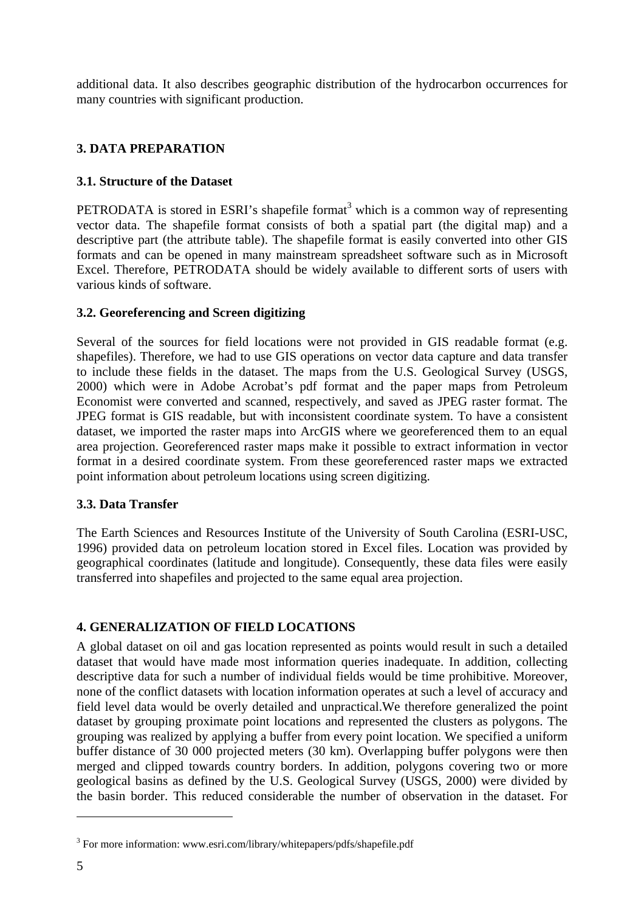additional data. It also describes geographic distribution of the hydrocarbon occurrences for many countries with significant production.

## 3. DATA PREPARATION

### 3.1. Structure of the Dataset

PETRODATA is stored in ESRI's shapefile format[3] which is a common way of representing vector data. The shapefile format consists of both a spatial part (the digital map) and a descriptive part (the attribute table). The shapefile format is easily converted into other GIS formats and can be opened in many mainstream spreadsheet software such as in Microsoft Excel. Therefore, PETRODATA should be widely available to different sorts of users with various kinds of software.

### 3.2. Georeferencing and Screen digitizing

Several of the sources for field locations were not provided in GIS readable format (e.g. shapefiles). Therefore, we had to use GIS operations on vector data capture and data transfer to include these fields in the dataset. The maps from the U.S. Geological Survey (USGS, 2000) which were in Adobe Acrobat's pdf format and the paper maps from Petroleum Economist were converted and scanned, respectively, and saved as JPEG raster format. The JPEG format is GIS readable, but with inconsistent coordinate system. To have a consistent dataset, we imported the raster maps into ArcGIS where we georeferenced them to an equal area projection. Georeferenced raster maps make it possible to extract information in vector format in a desired coordinate system. From these georeferenced raster maps we extracted point information about petroleum locations using screen digitizing.

### 3.3. Data Transfer

The Earth Sciences and Resources Institute of the University of South Carolina (ESRI-USC, 1996) provided data on petroleum location stored in Excel files. Location was provided by geographical coordinates (latitude and longitude). Consequently, these data files were easily transferred into shapefiles and projected to the same equal area projection.

## 4. GENERALIZATION OF FIELD LOCATIONS

A global dataset on oil and gas location represented as points would result in such a detailed dataset that would have made most information queries inadequate. In addition, collecting descriptive data for such a number of individual fields would be time prohibitive. Moreover, none of the conflict datasets with location information operates at such a level of accuracy and field level data would be overly detailed and unpractical.We therefore generalized the point dataset by grouping proximate point locations and represented the clusters as polygons. The grouping was realized by applying a buffer from every point location. We specified a uniform buffer distance of 30 000 projected meters (30 km). Overlapping buffer polygons were then merged and clipped towards country borders. In addition, polygons covering two or more geological basins as defined by the U.S. Geological Survey (USGS, 2000) were divided by the basin border. This reduced considerable the number of observation in the dataset. For

---

[3] For more information: www.esri.com/library/whitepapers/pdfs/shapefile.pdf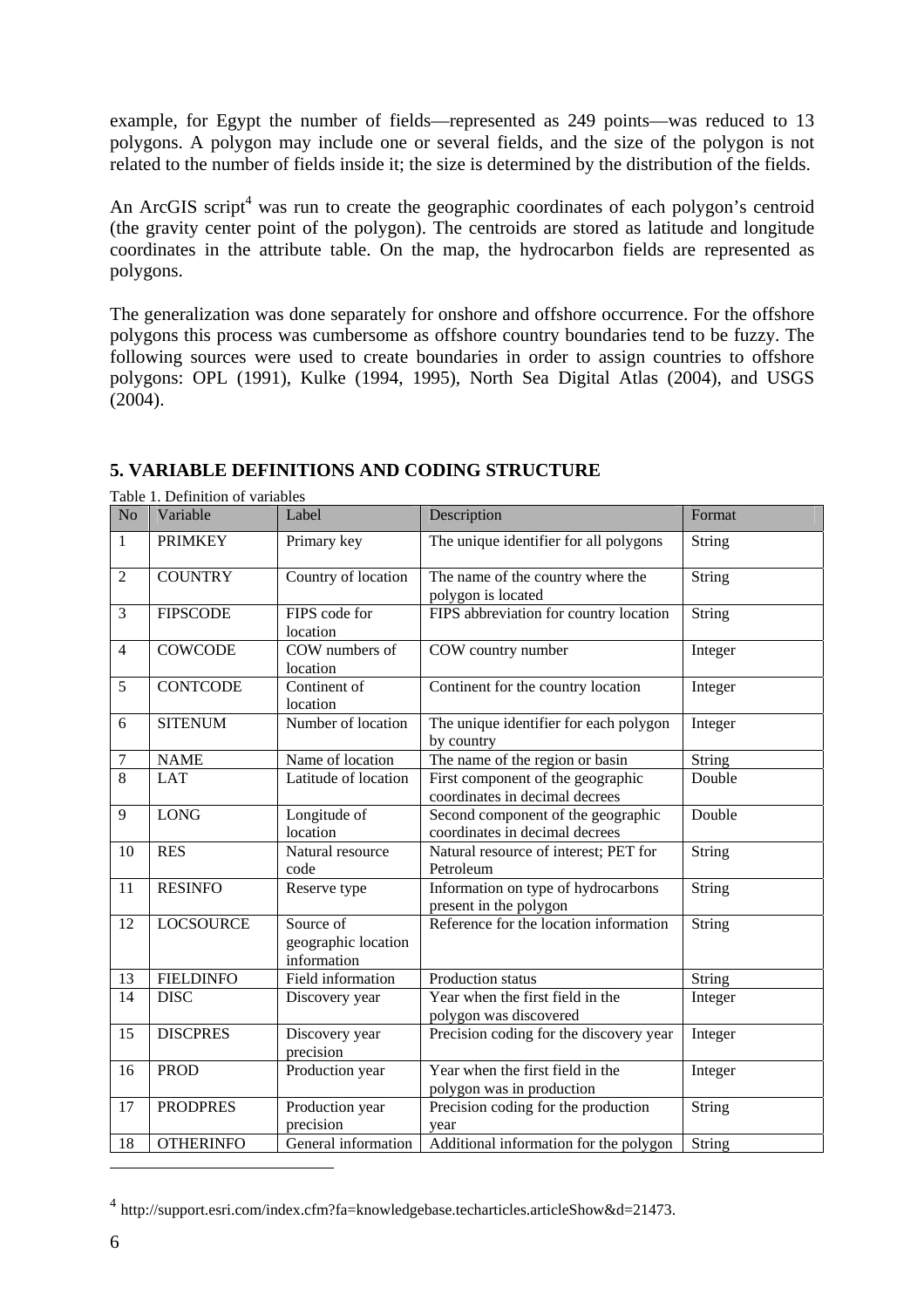example, for Egypt the number of fields—represented as 249 points—was reduced to 13 polygons. A polygon may include one or several fields, and the size of the polygon is not related to the number of fields inside it; the size is determined by the distribution of the fields.

An ArcGIS script[4] was run to create the geographic coordinates of each polygon's centroid (the gravity center point of the polygon). The centroids are stored as latitude and longitude coordinates in the attribute table. On the map, the hydrocarbon fields are represented as polygons.

The generalization was done separately for onshore and offshore occurrence. For the offshore polygons this process was cumbersome as offshore country boundaries tend to be fuzzy. The following sources were used to create boundaries in order to assign countries to offshore polygons: OPL (1991), Kulke (1994, 1995), North Sea Digital Atlas (2004), and USGS (2004).

## 5. VARIABLE DEFINITIONS AND CODING STRUCTURE

Table 1. Definition of variables

| No | Variable | Label | Description | Format |
|---|---|---|---|---|
| 1 | PRIMKEY | Primary key | The unique identifier for all polygons | String |
| 2 | COUNTRY | Country of location | The name of the country where the polygon is located | String |
| 3 | FIPSCODE | FIPS code for location | FIPS abbreviation for country location | String |
| 4 | COWCODE | COW numbers of location | COW country number | Integer |
| 5 | CONTCODE | Continent of location | Continent for the country location | Integer |
| 6 | SITENUM | Number of location | The unique identifier for each polygon by country | Integer |
| 7 | NAME | Name of location | The name of the region or basin | String |
| 8 | LAT | Latitude of location | First component of the geographic coordinates in decimal decrees | Double |
| 9 | LONG | Longitude of location | Second component of the geographic coordinates in decimal decrees | Double |
| 10 | RES | Natural resource code | Natural resource of interest; PET for Petroleum | String |
| 11 | RESINFO | Reserve type | Information on type of hydrocarbons present in the polygon | String |
| 12 | LOCSOURCE | Source of geographic location information | Reference for the location information | String |
| 13 | FIELDINFO | Field information | Production status | String |
| 14 | DISC | Discovery year | Year when the first field in the polygon was discovered | Integer |
| 15 | DISCPRES | Discovery year precision | Precision coding for the discovery year | Integer |
| 16 | PROD | Production year | Year when the first field in the polygon was in production | Integer |
| 17 | PRODPRES | Production year precision | Precision coding for the production year | String |
| 18 | OTHERINFO | General information | Additional information for the polygon | String |

[4] http://support.esri.com/index.cfm?fa=knowledgebase.techarticles.articleShow&d=21473.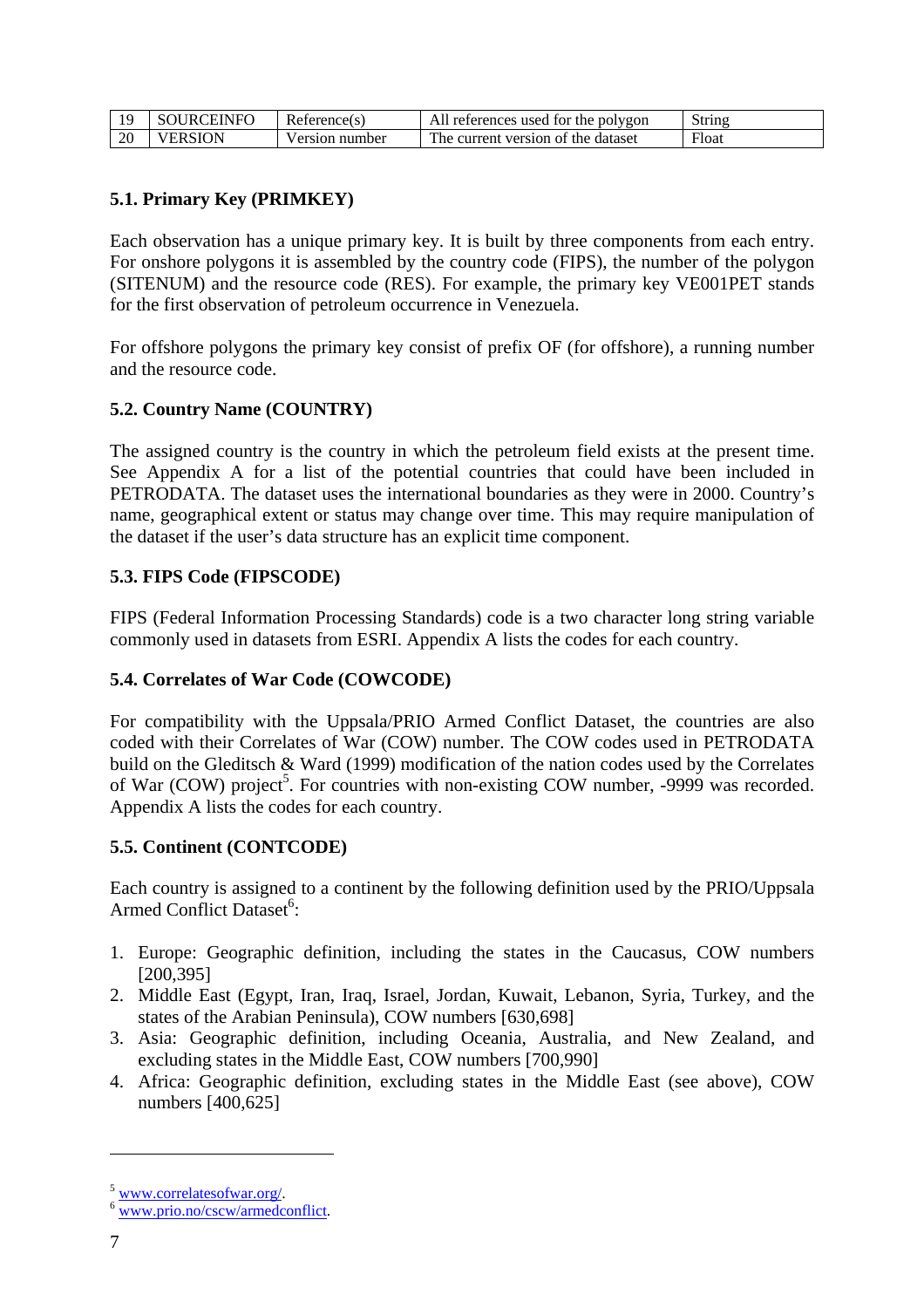| 19 | SOURCEINFO | Reference(s) | All references used for the polygon | String |
|---|---|---|---|---|
| 20 | VERSION | Version number | The current version of the dataset | Float |

### 5.1. Primary Key (PRIMKEY)

Each observation has a unique primary key. It is built by three components from each entry. For onshore polygons it is assembled by the country code (FIPS), the number of the polygon (SITENUM) and the resource code (RES). For example, the primary key VE001PET stands for the first observation of petroleum occurrence in Venezuela.

For offshore polygons the primary key consist of prefix OF (for offshore), a running number and the resource code.

### 5.2. Country Name (COUNTRY)

The assigned country is the country in which the petroleum field exists at the present time. See Appendix A for a list of the potential countries that could have been included in PETRODATA. The dataset uses the international boundaries as they were in 2000. Country's name, geographical extent or status may change over time. This may require manipulation of the dataset if the user's data structure has an explicit time component.

### 5.3. FIPS Code (FIPSCODE)

FIPS (Federal Information Processing Standards) code is a two character long string variable commonly used in datasets from ESRI. Appendix A lists the codes for each country.

### 5.4. Correlates of War Code (COWCODE)

For compatibility with the Uppsala/PRIO Armed Conflict Dataset, the countries are also coded with their Correlates of War (COW) number. The COW codes used in PETRODATA build on the Gleditsch & Ward (1999) modification of the nation codes used by the Correlates of War (COW) project[5]. For countries with non-existing COW number, -9999 was recorded. Appendix A lists the codes for each country.

### 5.5. Continent (CONTCODE)

Each country is assigned to a continent by the following definition used by the PRIO/Uppsala Armed Conflict Dataset[6]:

1. Europe: Geographic definition, including the states in the Caucasus, COW numbers [200,395]
2. Middle East (Egypt, Iran, Iraq, Israel, Jordan, Kuwait, Lebanon, Syria, Turkey, and the states of the Arabian Peninsula), COW numbers [630,698]
3. Asia: Geographic definition, including Oceania, Australia, and New Zealand, and excluding states in the Middle East, COW numbers [700,990]
4. Africa: Geographic definition, excluding states in the Middle East (see above), COW numbers [400,625]

---

[5] www.correlatesofwar.org/.
[6] www.prio.no/cscw/armedconflict.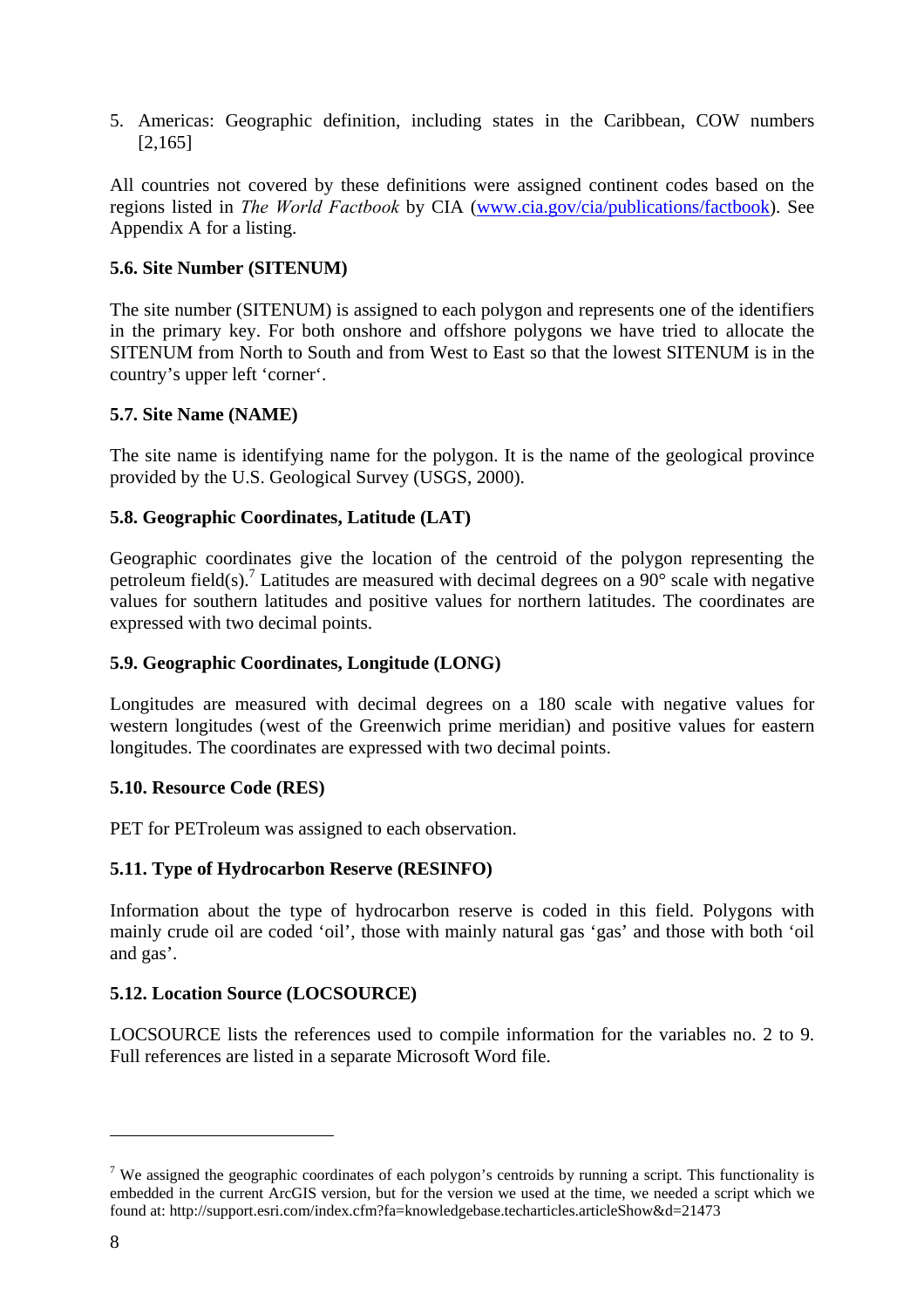5. Americas: Geographic definition, including states in the Caribbean, COW numbers [2,165]

All countries not covered by these definitions were assigned continent codes based on the regions listed in *The World Factbook* by CIA (www.cia.gov/cia/publications/factbook). See Appendix A for a listing.

### 5.6. Site Number (SITENUM)

The site number (SITENUM) is assigned to each polygon and represents one of the identifiers in the primary key. For both onshore and offshore polygons we have tried to allocate the SITENUM from North to South and from West to East so that the lowest SITENUM is in the country's upper left 'corner'.

### 5.7. Site Name (NAME)

The site name is identifying name for the polygon. It is the name of the geological province provided by the U.S. Geological Survey (USGS, 2000).

### 5.8. Geographic Coordinates, Latitude (LAT)

Geographic coordinates give the location of the centroid of the polygon representing the petroleum field(s).[7] Latitudes are measured with decimal degrees on a 90° scale with negative values for southern latitudes and positive values for northern latitudes. The coordinates are expressed with two decimal points.

### 5.9. Geographic Coordinates, Longitude (LONG)

Longitudes are measured with decimal degrees on a 180 scale with negative values for western longitudes (west of the Greenwich prime meridian) and positive values for eastern longitudes. The coordinates are expressed with two decimal points.

### 5.10. Resource Code (RES)

PET for PETroleum was assigned to each observation.

### 5.11. Type of Hydrocarbon Reserve (RESINFO)

Information about the type of hydrocarbon reserve is coded in this field. Polygons with mainly crude oil are coded 'oil', those with mainly natural gas 'gas' and those with both 'oil and gas'.

### 5.12. Location Source (LOCSOURCE)

LOCSOURCE lists the references used to compile information for the variables no. 2 to 9. Full references are listed in a separate Microsoft Word file.

---

[7] We assigned the geographic coordinates of each polygon's centroids by running a script. This functionality is embedded in the current ArcGIS version, but for the version we used at the time, we needed a script which we found at: http://support.esri.com/index.cfm?fa=knowledgebase.techarticles.articleShow&d=21473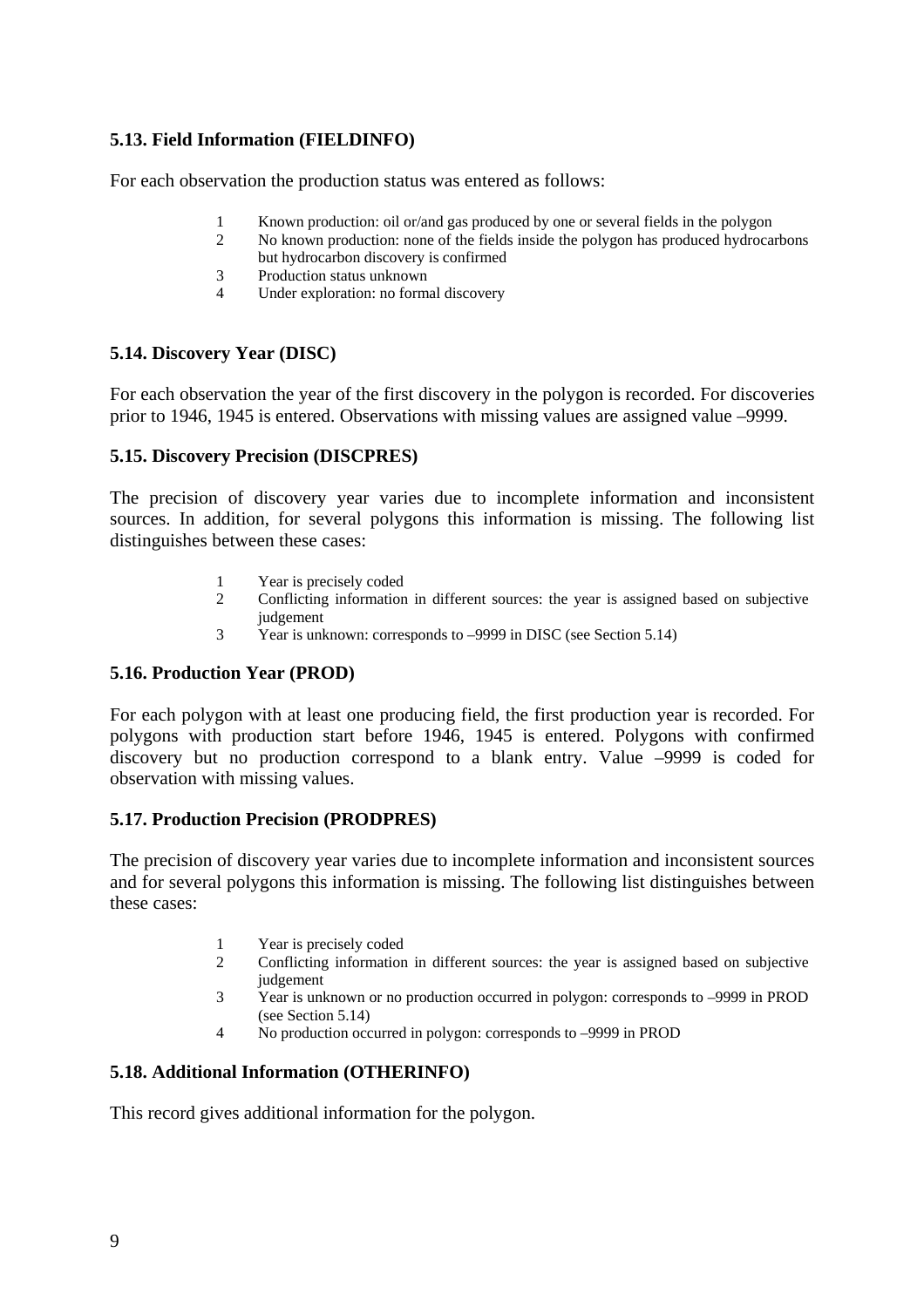### 5.13. Field Information (FIELDINFO)

For each observation the production status was entered as follows:

1. Known production: oil or/and gas produced by one or several fields in the polygon
2. No known production: none of the fields inside the polygon has produced hydrocarbons but hydrocarbon discovery is confirmed
3. Production status unknown
4. Under exploration: no formal discovery

### 5.14. Discovery Year (DISC)

For each observation the year of the first discovery in the polygon is recorded. For discoveries prior to 1946, 1945 is entered. Observations with missing values are assigned value –9999.

### 5.15. Discovery Precision (DISCPRES)

The precision of discovery year varies due to incomplete information and inconsistent sources. In addition, for several polygons this information is missing. The following list distinguishes between these cases:

1. Year is precisely coded
2. Conflicting information in different sources: the year is assigned based on subjective judgement
3. Year is unknown: corresponds to –9999 in DISC (see Section 5.14)

### 5.16. Production Year (PROD)

For each polygon with at least one producing field, the first production year is recorded. For polygons with production start before 1946, 1945 is entered. Polygons with confirmed discovery but no production correspond to a blank entry. Value –9999 is coded for observation with missing values.

### 5.17. Production Precision (PRODPRES)

The precision of discovery year varies due to incomplete information and inconsistent sources and for several polygons this information is missing. The following list distinguishes between these cases:

1. Year is precisely coded
2. Conflicting information in different sources: the year is assigned based on subjective judgement
3. Year is unknown or no production occurred in polygon: corresponds to –9999 in PROD (see Section 5.14)
4. No production occurred in polygon: corresponds to –9999 in PROD

### 5.18. Additional Information (OTHERINFO)

This record gives additional information for the polygon.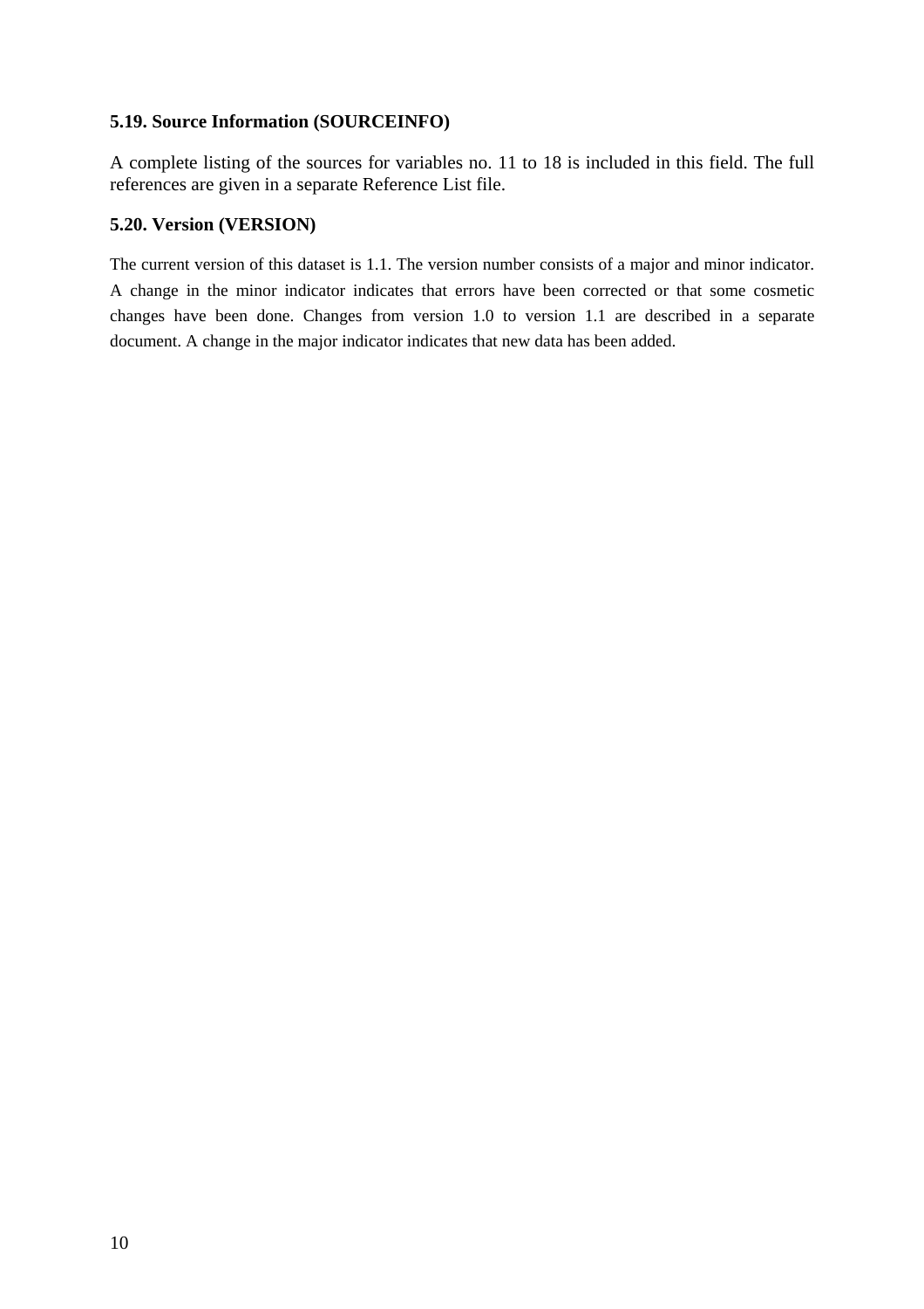### 5.19. Source Information (SOURCEINFO)

A complete listing of the sources for variables no. 11 to 18 is included in this field. The full references are given in a separate Reference List file.

### 5.20. Version (VERSION)

The current version of this dataset is 1.1. The version number consists of a major and minor indicator. A change in the minor indicator indicates that errors have been corrected or that some cosmetic changes have been done. Changes from version 1.0 to version 1.1 are described in a separate document. A change in the major indicator indicates that new data has been added.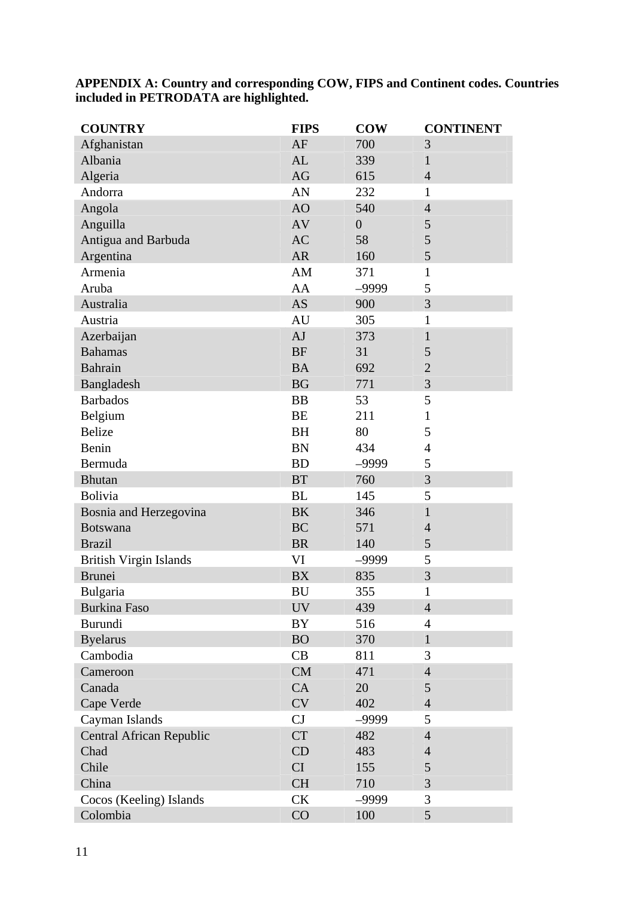**APPENDIX A: Country and corresponding COW, FIPS and Continent codes. Countries included in PETRODATA are highlighted.**

| COUNTRY | FIPS | COW | CONTINENT |
|---|---|---|---|
| Afghanistan | AF | 700 | 3 |
| Albania | AL | 339 | 1 |
| Algeria | AG | 615 | 4 |
| Andorra | AN | 232 | 1 |
| Angola | AO | 540 | 4 |
| Anguilla | AV | 0 | 5 |
| Antigua and Barbuda | AC | 58 | 5 |
| Argentina | AR | 160 | 5 |
| Armenia | AM | 371 | 1 |
| Aruba | AA | –9999 | 5 |
| Australia | AS | 900 | 3 |
| Austria | AU | 305 | 1 |
| Azerbaijan | AJ | 373 | 1 |
| Bahamas | BF | 31 | 5 |
| Bahrain | BA | 692 | 2 |
| Bangladesh | BG | 771 | 3 |
| Barbados | BB | 53 | 5 |
| Belgium | BE | 211 | 1 |
| Belize | BH | 80 | 5 |
| Benin | BN | 434 | 4 |
| Bermuda | BD | –9999 | 5 |
| Bhutan | BT | 760 | 3 |
| Bolivia | BL | 145 | 5 |
| Bosnia and Herzegovina | BK | 346 | 1 |
| Botswana | BC | 571 | 4 |
| Brazil | BR | 140 | 5 |
| British Virgin Islands | VI | –9999 | 5 |
| Brunei | BX | 835 | 3 |
| Bulgaria | BU | 355 | 1 |
| Burkina Faso | UV | 439 | 4 |
| Burundi | BY | 516 | 4 |
| Byelarus | BO | 370 | 1 |
| Cambodia | CB | 811 | 3 |
| Cameroon | CM | 471 | 4 |
| Canada | CA | 20 | 5 |
| Cape Verde | CV | 402 | 4 |
| Cayman Islands | CJ | –9999 | 5 |
| Central African Republic | CT | 482 | 4 |
| Chad | CD | 483 | 4 |
| Chile | CI | 155 | 5 |
| China | CH | 710 | 3 |
| Cocos (Keeling) Islands | CK | –9999 | 3 |
| Colombia | CO | 100 | 5 |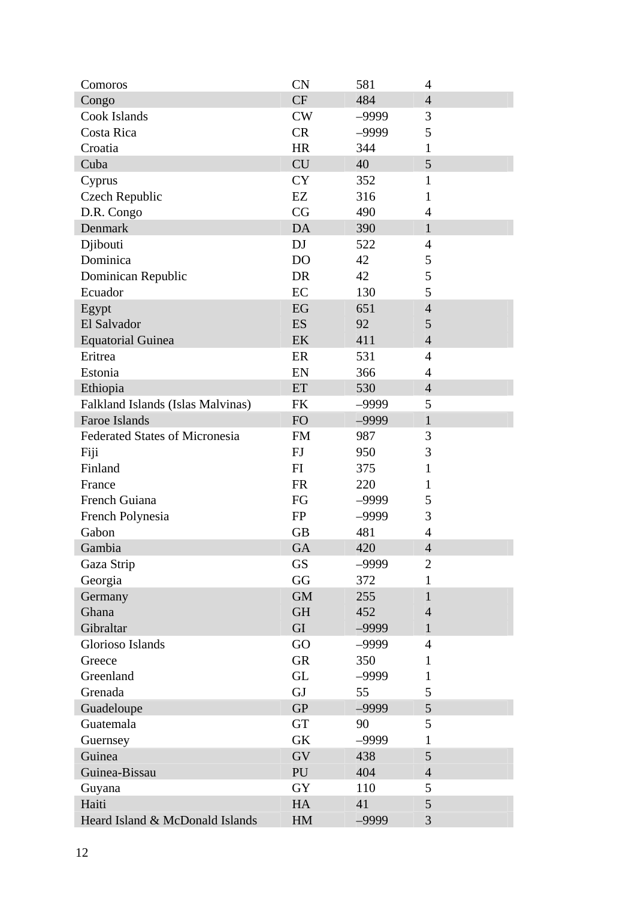| | | | |
|---|---|---|---|
| Comoros | CN | 581 | 4 |
| Congo | CF | 484 | 4 |
| Cook Islands | CW | –9999 | 3 |
| Costa Rica | CR | –9999 | 5 |
| Croatia | HR | 344 | 1 |
| Cuba | CU | 40 | 5 |
| Cyprus | CY | 352 | 1 |
| Czech Republic | EZ | 316 | 1 |
| D.R. Congo | CG | 490 | 4 |
| Denmark | DA | 390 | 1 |
| Djibouti | DJ | 522 | 4 |
| Dominica | DO | 42 | 5 |
| Dominican Republic | DR | 42 | 5 |
| Ecuador | EC | 130 | 5 |
| Egypt | EG | 651 | 4 |
| El Salvador | ES | 92 | 5 |
| Equatorial Guinea | EK | 411 | 4 |
| Eritrea | ER | 531 | 4 |
| Estonia | EN | 366 | 4 |
| Ethiopia | ET | 530 | 4 |
| Falkland Islands (Islas Malvinas) | FK | –9999 | 5 |
| Faroe Islands | FO | –9999 | 1 |
| Federated States of Micronesia | FM | 987 | 3 |
| Fiji | FJ | 950 | 3 |
| Finland | FI | 375 | 1 |
| France | FR | 220 | 1 |
| French Guiana | FG | –9999 | 5 |
| French Polynesia | FP | –9999 | 3 |
| Gabon | GB | 481 | 4 |
| Gambia | GA | 420 | 4 |
| Gaza Strip | GS | –9999 | 2 |
| Georgia | GG | 372 | 1 |
| Germany | GM | 255 | 1 |
| Ghana | GH | 452 | 4 |
| Gibraltar | GI | –9999 | 1 |
| Glorioso Islands | GO | –9999 | 4 |
| Greece | GR | 350 | 1 |
| Greenland | GL | –9999 | 1 |
| Grenada | GJ | 55 | 5 |
| Guadeloupe | GP | –9999 | 5 |
| Guatemala | GT | 90 | 5 |
| Guernsey | GK | –9999 | 1 |
| Guinea | GV | 438 | 5 |
| Guinea-Bissau | PU | 404 | 4 |
| Guyana | GY | 110 | 5 |
| Haiti | HA | 41 | 5 |
| Heard Island & McDonald Islands | HM | –9999 | 3 |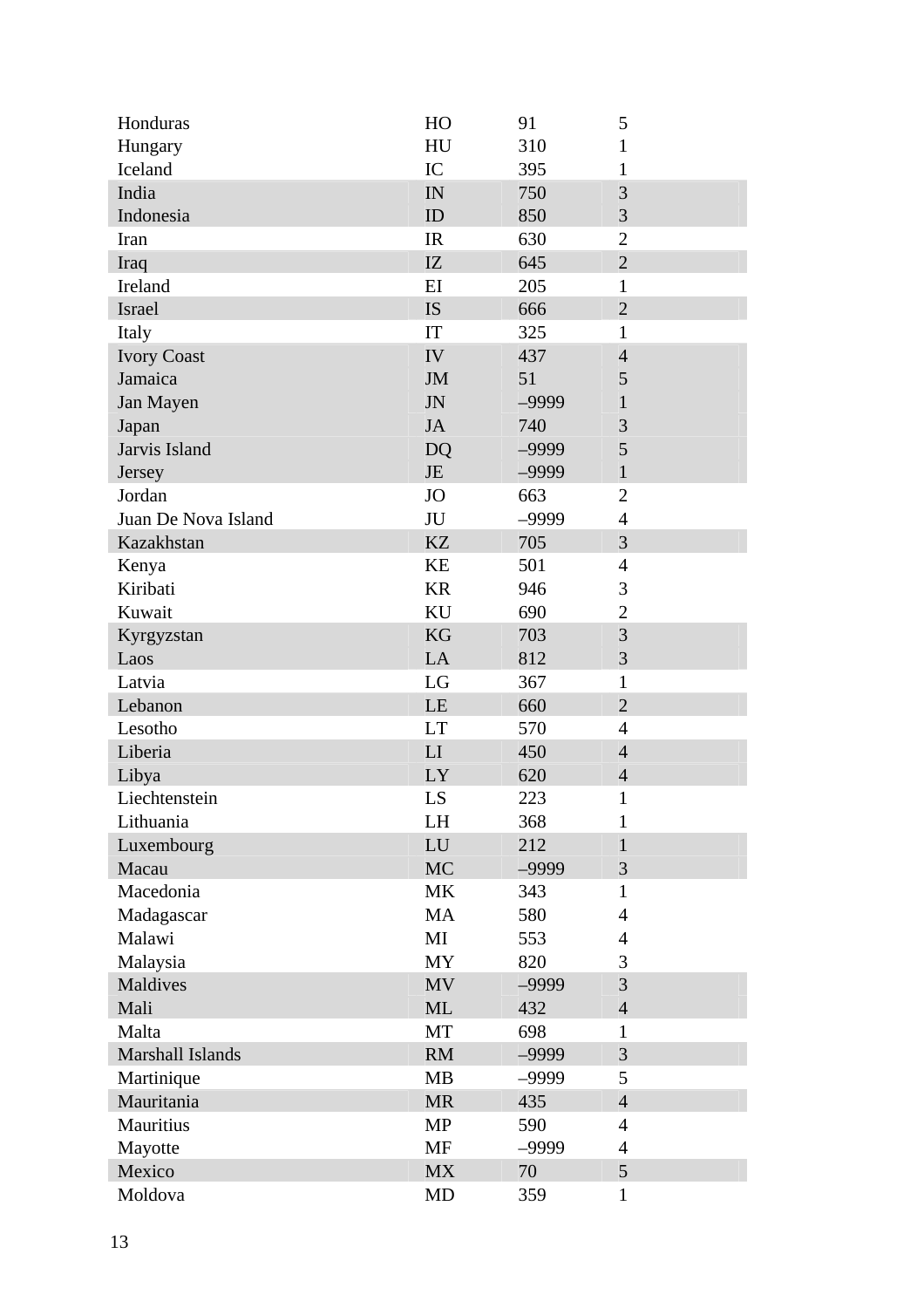| | | | |
|---|---|---|---|
| Honduras | HO | 91 | 5 |
| Hungary | HU | 310 | 1 |
| Iceland | IC | 395 | 1 |
| India | IN | 750 | 3 |
| Indonesia | ID | 850 | 3 |
| Iran | IR | 630 | 2 |
| Iraq | IZ | 645 | 2 |
| Ireland | EI | 205 | 1 |
| Israel | IS | 666 | 2 |
| Italy | IT | 325 | 1 |
| Ivory Coast | IV | 437 | 4 |
| Jamaica | JM | 51 | 5 |
| Jan Mayen | JN | –9999 | 1 |
| Japan | JA | 740 | 3 |
| Jarvis Island | DQ | –9999 | 5 |
| Jersey | JE | –9999 | 1 |
| Jordan | JO | 663 | 2 |
| Juan De Nova Island | JU | –9999 | 4 |
| Kazakhstan | KZ | 705 | 3 |
| Kenya | KE | 501 | 4 |
| Kiribati | KR | 946 | 3 |
| Kuwait | KU | 690 | 2 |
| Kyrgyzstan | KG | 703 | 3 |
| Laos | LA | 812 | 3 |
| Latvia | LG | 367 | 1 |
| Lebanon | LE | 660 | 2 |
| Lesotho | LT | 570 | 4 |
| Liberia | LI | 450 | 4 |
| Libya | LY | 620 | 4 |
| Liechtenstein | LS | 223 | 1 |
| Lithuania | LH | 368 | 1 |
| Luxembourg | LU | 212 | 1 |
| Macau | MC | –9999 | 3 |
| Macedonia | MK | 343 | 1 |
| Madagascar | MA | 580 | 4 |
| Malawi | MI | 553 | 4 |
| Malaysia | MY | 820 | 3 |
| Maldives | MV | –9999 | 3 |
| Mali | ML | 432 | 4 |
| Malta | MT | 698 | 1 |
| Marshall Islands | RM | –9999 | 3 |
| Martinique | MB | –9999 | 5 |
| Mauritania | MR | 435 | 4 |
| Mauritius | MP | 590 | 4 |
| Mayotte | MF | –9999 | 4 |
| Mexico | MX | 70 | 5 |
| Moldova | MD | 359 | 1 |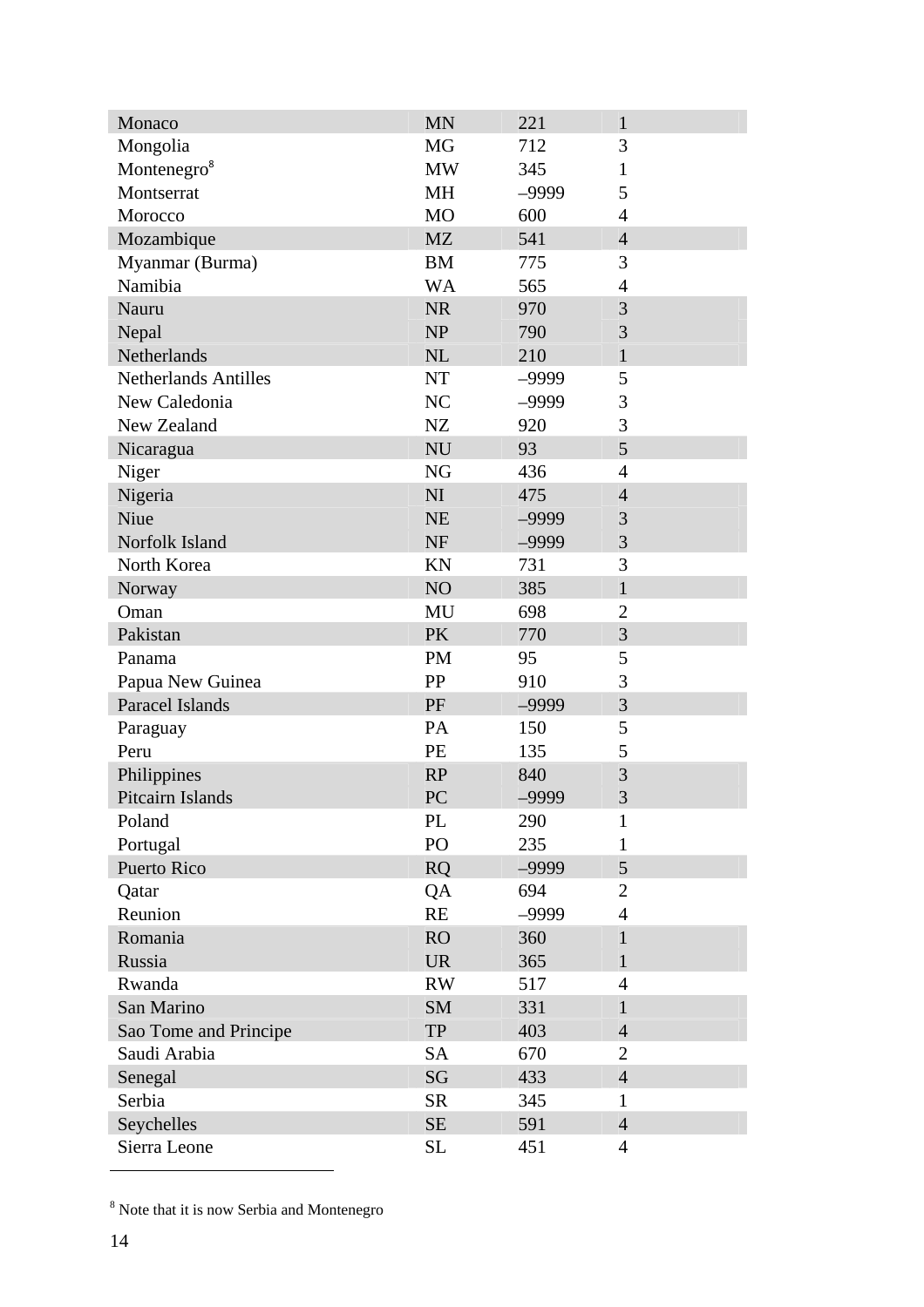| | | | |
|---|---|---|---|
| Monaco | MN | 221 | 1 |
| Mongolia | MG | 712 | 3 |
| Montenegro[8] | MW | 345 | 1 |
| Montserrat | MH | –9999 | 5 |
| Morocco | MO | 600 | 4 |
| Mozambique | MZ | 541 | 4 |
| Myanmar (Burma) | BM | 775 | 3 |
| Namibia | WA | 565 | 4 |
| Nauru | NR | 970 | 3 |
| Nepal | NP | 790 | 3 |
| Netherlands | NL | 210 | 1 |
| Netherlands Antilles | NT | –9999 | 5 |
| New Caledonia | NC | –9999 | 3 |
| New Zealand | NZ | 920 | 3 |
| Nicaragua | NU | 93 | 5 |
| Niger | NG | 436 | 4 |
| Nigeria | NI | 475 | 4 |
| Niue | NE | –9999 | 3 |
| Norfolk Island | NF | –9999 | 3 |
| North Korea | KN | 731 | 3 |
| Norway | NO | 385 | 1 |
| Oman | MU | 698 | 2 |
| Pakistan | PK | 770 | 3 |
| Panama | PM | 95 | 5 |
| Papua New Guinea | PP | 910 | 3 |
| Paracel Islands | PF | –9999 | 3 |
| Paraguay | PA | 150 | 5 |
| Peru | PE | 135 | 5 |
| Philippines | RP | 840 | 3 |
| Pitcairn Islands | PC | –9999 | 3 |
| Poland | PL | 290 | 1 |
| Portugal | PO | 235 | 1 |
| Puerto Rico | RQ | –9999 | 5 |
| Qatar | QA | 694 | 2 |
| Reunion | RE | –9999 | 4 |
| Romania | RO | 360 | 1 |
| Russia | UR | 365 | 1 |
| Rwanda | RW | 517 | 4 |
| San Marino | SM | 331 | 1 |
| Sao Tome and Principe | TP | 403 | 4 |
| Saudi Arabia | SA | 670 | 2 |
| Senegal | SG | 433 | 4 |
| Serbia | SR | 345 | 1 |
| Seychelles | SE | 591 | 4 |
| Sierra Leone | SL | 451 | 4 |

[8] Note that it is now Serbia and Montenegro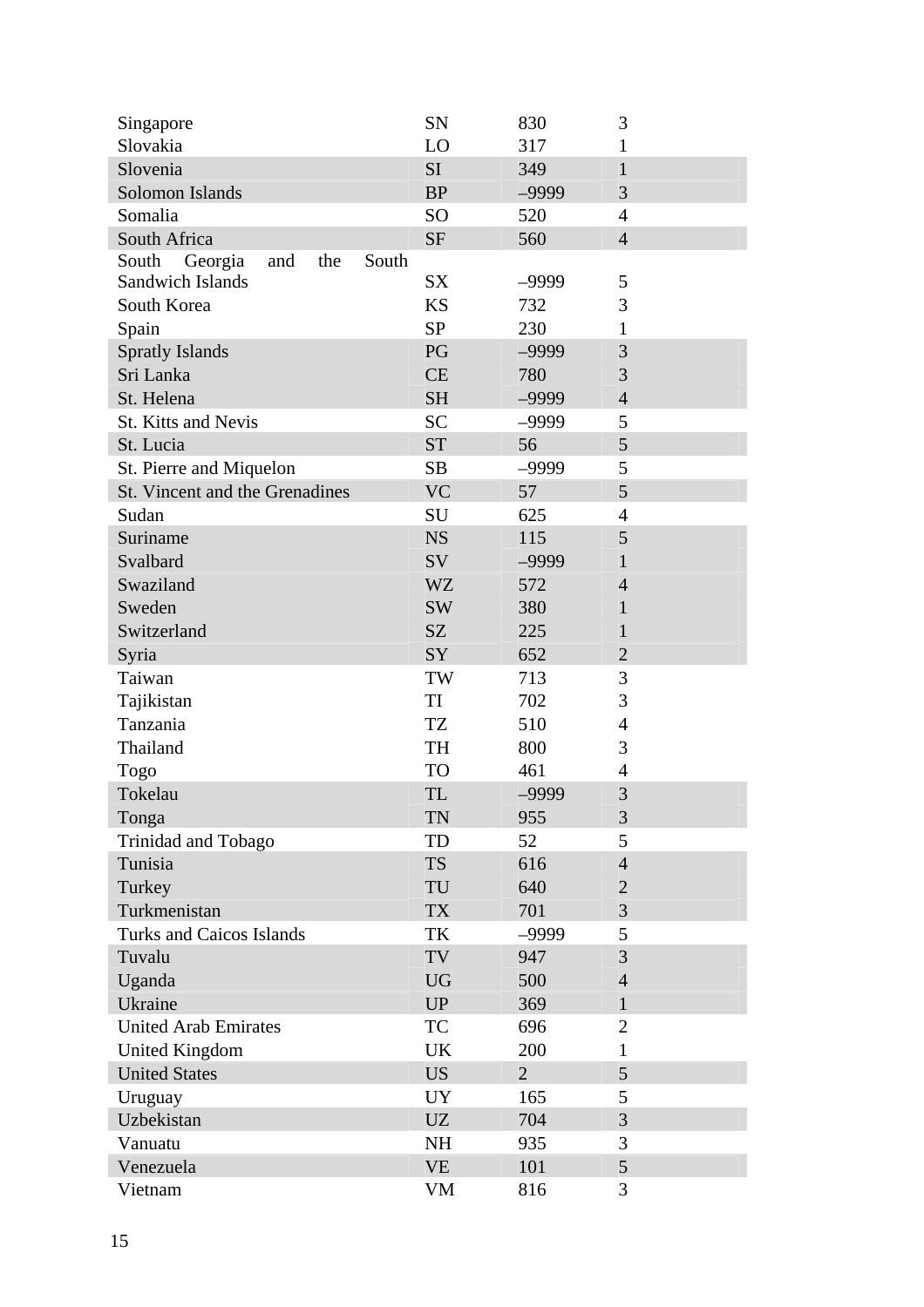| | | | |
|---|---|---|---|
| Singapore | SN | 830 | 3 |
| Slovakia | LO | 317 | 1 |
| Slovenia | SI | 349 | 1 |
| Solomon Islands | BP | –9999 | 3 |
| Somalia | SO | 520 | 4 |
| South Africa | SF | 560 | 4 |
| South Georgia and the South Sandwich Islands | SX | –9999 | 5 |
| South Korea | KS | 732 | 3 |
| Spain | SP | 230 | 1 |
| Spratly Islands | PG | –9999 | 3 |
| Sri Lanka | CE | 780 | 3 |
| St. Helena | SH | –9999 | 4 |
| St. Kitts and Nevis | SC | –9999 | 5 |
| St. Lucia | ST | 56 | 5 |
| St. Pierre and Miquelon | SB | –9999 | 5 |
| St. Vincent and the Grenadines | VC | 57 | 5 |
| Sudan | SU | 625 | 4 |
| Suriname | NS | 115 | 5 |
| Svalbard | SV | –9999 | 1 |
| Swaziland | WZ | 572 | 4 |
| Sweden | SW | 380 | 1 |
| Switzerland | SZ | 225 | 1 |
| Syria | SY | 652 | 2 |
| Taiwan | TW | 713 | 3 |
| Tajikistan | TI | 702 | 3 |
| Tanzania | TZ | 510 | 4 |
| Thailand | TH | 800 | 3 |
| Togo | TO | 461 | 4 |
| Tokelau | TL | –9999 | 3 |
| Tonga | TN | 955 | 3 |
| Trinidad and Tobago | TD | 52 | 5 |
| Tunisia | TS | 616 | 4 |
| Turkey | TU | 640 | 2 |
| Turkmenistan | TX | 701 | 3 |
| Turks and Caicos Islands | TK | –9999 | 5 |
| Tuvalu | TV | 947 | 3 |
| Uganda | UG | 500 | 4 |
| Ukraine | UP | 369 | 1 |
| United Arab Emirates | TC | 696 | 2 |
| United Kingdom | UK | 200 | 1 |
| United States | US | 2 | 5 |
| Uruguay | UY | 165 | 5 |
| Uzbekistan | UZ | 704 | 3 |
| Vanuatu | NH | 935 | 3 |
| Venezuela | VE | 101 | 5 |
| Vietnam | VM | 816 | 3 |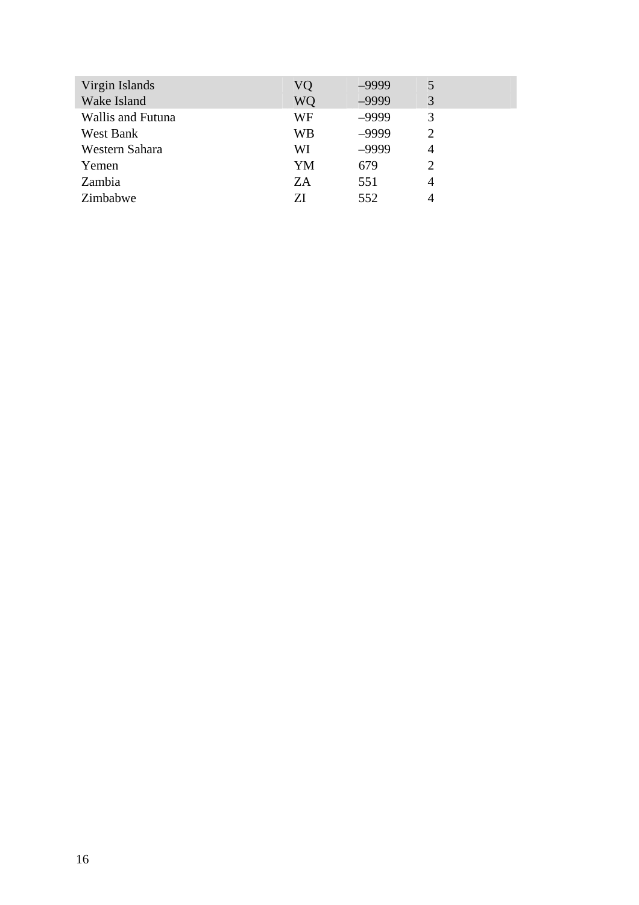| | | | |
|---|---|---|---|
| Virgin Islands | VQ | –9999 | 5 |
| Wake Island | WQ | –9999 | 3 |
| Wallis and Futuna | WF | –9999 | 3 |
| West Bank | WB | –9999 | 2 |
| Western Sahara | WI | –9999 | 4 |
| Yemen | YM | 679 | 2 |
| Zambia | ZA | 551 | 4 |
| Zimbabwe | ZI | 552 | 4 |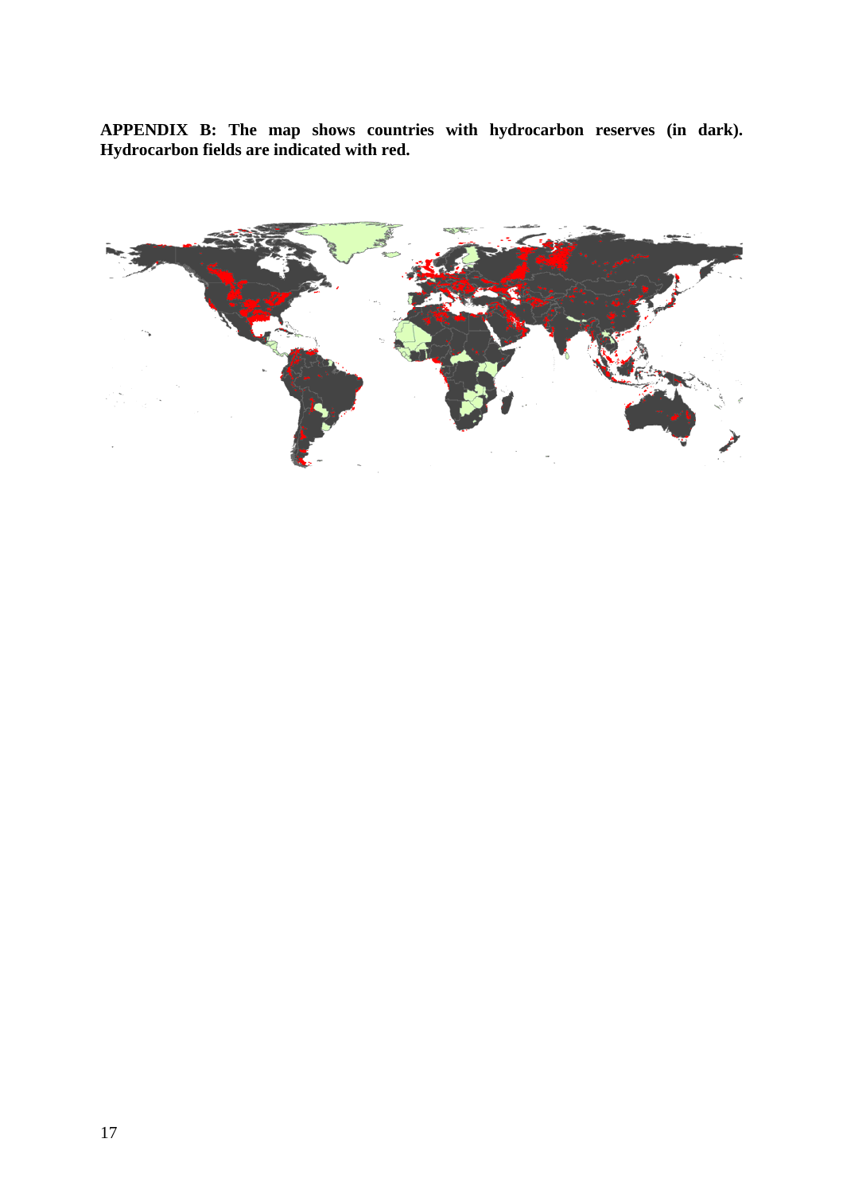**APPENDIX B: The map shows countries with hydrocarbon reserves (in dark). Hydrocarbon fields are indicated with red.**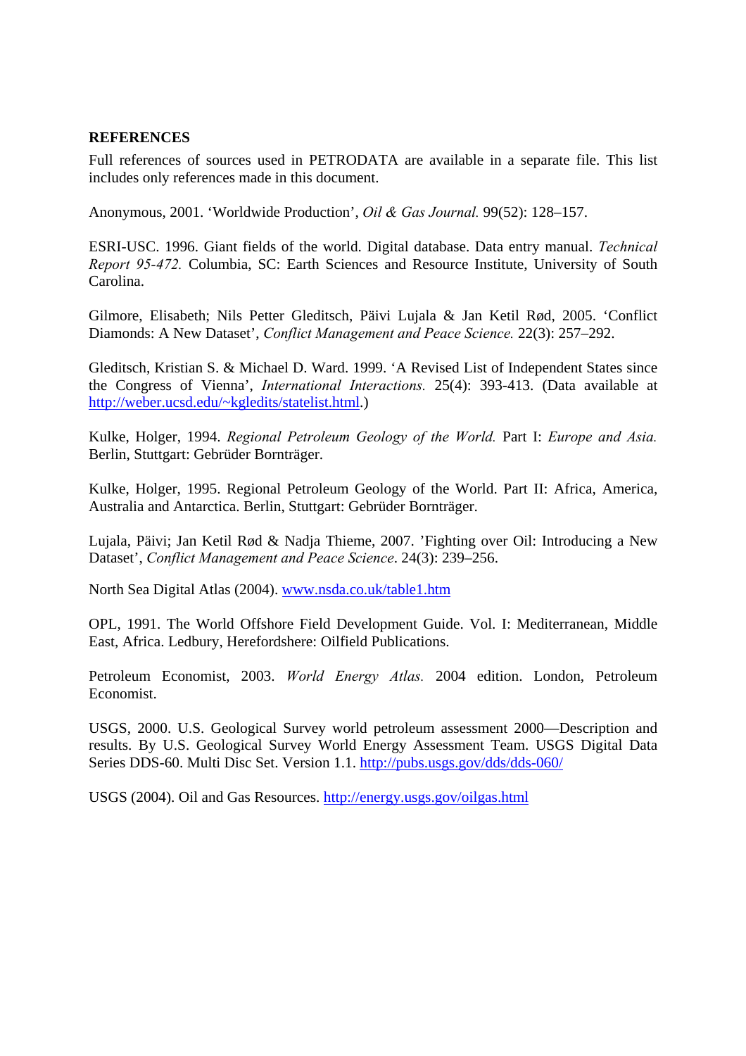## REFERENCES

Full references of sources used in PETRODATA are available in a separate file. This list includes only references made in this document.

Anonymous, 2001. 'Worldwide Production', *Oil & Gas Journal.* 99(52): 128–157.

ESRI-USC. 1996. Giant fields of the world. Digital database. Data entry manual. *Technical Report 95-472.* Columbia, SC: Earth Sciences and Resource Institute, University of South Carolina.

Gilmore, Elisabeth; Nils Petter Gleditsch, Päivi Lujala & Jan Ketil Rød, 2005. 'Conflict Diamonds: A New Dataset', *Conflict Management and Peace Science.* 22(3): 257–292.

Gleditsch, Kristian S. & Michael D. Ward. 1999. 'A Revised List of Independent States since the Congress of Vienna', *International Interactions.* 25(4): 393-413. (Data available at http://weber.ucsd.edu/~kgledits/statelist.html.)

Kulke, Holger, 1994. *Regional Petroleum Geology of the World.* Part I: *Europe and Asia.* Berlin, Stuttgart: Gebrüder Bornträger.

Kulke, Holger, 1995. Regional Petroleum Geology of the World. Part II: Africa, America, Australia and Antarctica. Berlin, Stuttgart: Gebrüder Bornträger.

Lujala, Päivi; Jan Ketil Rød & Nadja Thieme, 2007. 'Fighting over Oil: Introducing a New Dataset', *Conflict Management and Peace Science*. 24(3): 239–256.

North Sea Digital Atlas (2004). www.nsda.co.uk/table1.htm

OPL, 1991. The World Offshore Field Development Guide. Vol. I: Mediterranean, Middle East, Africa. Ledbury, Herefordshere: Oilfield Publications.

Petroleum Economist, 2003. *World Energy Atlas.* 2004 edition. London, Petroleum Economist.

USGS, 2000. U.S. Geological Survey world petroleum assessment 2000—Description and results. By U.S. Geological Survey World Energy Assessment Team. USGS Digital Data Series DDS-60. Multi Disc Set. Version 1.1. http://pubs.usgs.gov/dds/dds-060/

USGS (2004). Oil and Gas Resources. http://energy.usgs.gov/oilgas.html